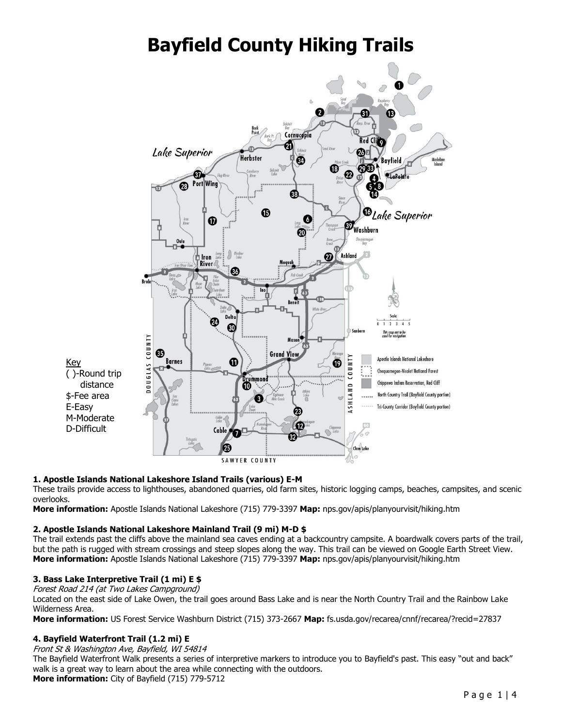# Bayfield County Hiking Trails

Key
( )-Round trip distance
$-Fee area
E-Easy
M-Moderate
D-Difficult

### 1. Apostle Islands National Lakeshore Island Trails (various) E-M

These trails provide access to lighthouses, abandoned quarries, old farm sites, historic logging camps, beaches, campsites, and scenic overlooks.

**More information:** Apostle Islands National Lakeshore (715) 779-3397 **Map:** nps.gov/apis/planyourvisit/hiking.htm

### 2. Apostle Islands National Lakeshore Mainland Trail (9 mi) M-D $

The trail extends past the cliffs above the mainland sea caves ending at a backcountry campsite. A boardwalk covers parts of the trail, but the path is rugged with stream crossings and steep slopes along the way. This trail can be viewed on Google Earth Street View.

**More information:** Apostle Islands National Lakeshore (715) 779-3397 **Map:** nps.gov/apis/planyourvisit/hiking.htm

### 3. Bass Lake Interpretive Trail (1 mi) E $

*Forest Road 214 (at Two Lakes Campground)*

Located on the east side of Lake Owen, the trail goes around Bass Lake and is near the North Country Trail and the Rainbow Lake Wilderness Area.

**More information:** US Forest Service Washburn District (715) 373-2667 **Map:** fs.usda.gov/recarea/cnnf/recarea/?recid=27837

### 4. Bayfield Waterfront Trail (1.2 mi) E

*Front St & Washington Ave, Bayfield, WI 54814*

The Bayfield Waterfront Walk presents a series of interpretive markers to introduce you to Bayfield's past. This easy "out and back" walk is a great way to learn about the area while connecting with the outdoors.

**More information:** City of Bayfield (715) 779-5712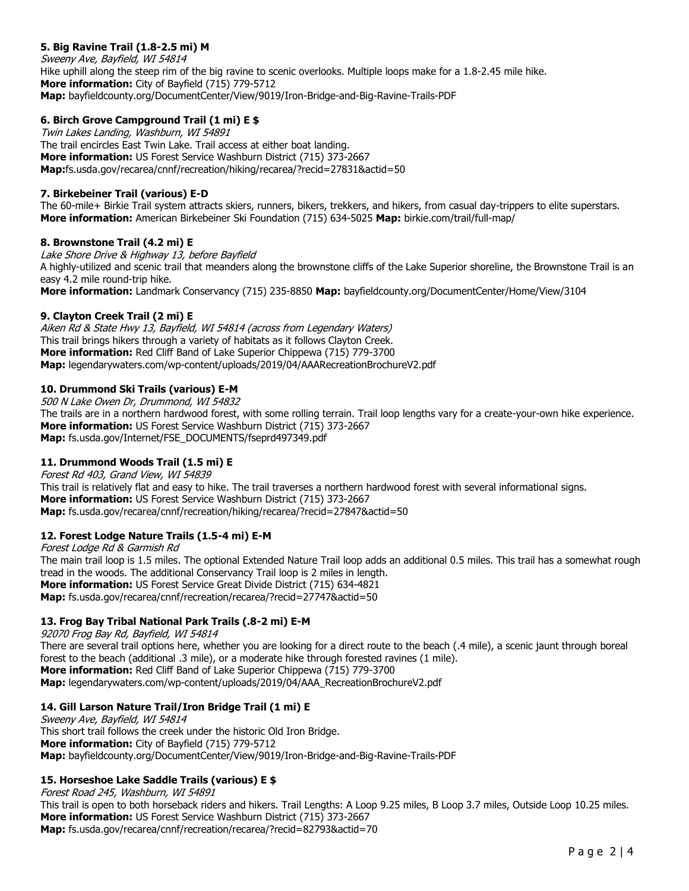### 5. Big Ravine Trail (1.8-2.5 mi) M

*Sweeny Ave, Bayfield, WI 54814*

Hike uphill along the steep rim of the big ravine to scenic overlooks. Multiple loops make for a 1.8-2.45 mile hike.

**More information:** City of Bayfield (715) 779-5712

**Map:** bayfieldcounty.org/DocumentCenter/View/9019/Iron-Bridge-and-Big-Ravine-Trails-PDF

### 6. Birch Grove Campground Trail (1 mi) E $

*Twin Lakes Landing, Washburn, WI 54891*

The trail encircles East Twin Lake. Trail access at either boat landing.

**More information:** US Forest Service Washburn District (715) 373-2667

**Map:**fs.usda.gov/recarea/cnnf/recreation/hiking/recarea/?recid=27831&actid=50

### 7. Birkebeiner Trail (various) E-D

The 60-mile+ Birkie Trail system attracts skiers, runners, bikers, trekkers, and hikers, from casual day-trippers to elite superstars.

**More information:** American Birkebeiner Ski Foundation (715) 634-5025 **Map:** birkie.com/trail/full-map/

### 8. Brownstone Trail (4.2 mi) E

*Lake Shore Drive & Highway 13, before Bayfield*

A highly-utilized and scenic trail that meanders along the brownstone cliffs of the Lake Superior shoreline, the Brownstone Trail is an easy 4.2 mile round-trip hike.

**More information:** Landmark Conservancy (715) 235-8850 **Map:** bayfieldcounty.org/DocumentCenter/Home/View/3104

### 9. Clayton Creek Trail (2 mi) E

*Aiken Rd & State Hwy 13, Bayfield, WI 54814 (across from Legendary Waters)*

This trail brings hikers through a variety of habitats as it follows Clayton Creek.

**More information:** Red Cliff Band of Lake Superior Chippewa (715) 779-3700

**Map:** legendarywaters.com/wp-content/uploads/2019/04/AAARecreationBrochureV2.pdf

### 10. Drummond Ski Trails (various) E-M

*500 N Lake Owen Dr, Drummond, WI 54832*

The trails are in a northern hardwood forest, with some rolling terrain. Trail loop lengths vary for a create-your-own hike experience.

**More information:** US Forest Service Washburn District (715) 373-2667

**Map:** fs.usda.gov/Internet/FSE_DOCUMENTS/fseprd497349.pdf

### 11. Drummond Woods Trail (1.5 mi) E

*Forest Rd 403, Grand View, WI 54839*

This trail is relatively flat and easy to hike. The trail traverses a northern hardwood forest with several informational signs.

**More information:** US Forest Service Washburn District (715) 373-2667

**Map:** fs.usda.gov/recarea/cnnf/recreation/hiking/recarea/?recid=27847&actid=50

### 12. Forest Lodge Nature Trails (1.5-4 mi) E-M

*Forest Lodge Rd & Garmish Rd*

The main trail loop is 1.5 miles. The optional Extended Nature Trail loop adds an additional 0.5 miles. This trail has a somewhat rough tread in the woods. The additional Conservancy Trail loop is 2 miles in length.

**More information:** US Forest Service Great Divide District (715) 634-4821

**Map:** fs.usda.gov/recarea/cnnf/recreation/recarea/?recid=27747&actid=50

### 13. Frog Bay Tribal National Park Trails (.8-2 mi) E-M

*92070 Frog Bay Rd, Bayfield, WI 54814*

There are several trail options here, whether you are looking for a direct route to the beach (.4 mile), a scenic jaunt through boreal forest to the beach (additional .3 mile), or a moderate hike through forested ravines (1 mile).

**More information:** Red Cliff Band of Lake Superior Chippewa (715) 779-3700

**Map:** legendarywaters.com/wp-content/uploads/2019/04/AAA_RecreationBrochureV2.pdf

### 14. Gill Larson Nature Trail/Iron Bridge Trail (1 mi) E

*Sweeny Ave, Bayfield, WI 54814*

This short trail follows the creek under the historic Old Iron Bridge.

**More information:** City of Bayfield (715) 779-5712

**Map:** bayfieldcounty.org/DocumentCenter/View/9019/Iron-Bridge-and-Big-Ravine-Trails-PDF

### 15. Horseshoe Lake Saddle Trails (various) E $

*Forest Road 245, Washburn, WI 54891*

This trail is open to both horseback riders and hikers. Trail Lengths: A Loop 9.25 miles, B Loop 3.7 miles, Outside Loop 10.25 miles.

**More information:** US Forest Service Washburn District (715) 373-2667

**Map:** fs.usda.gov/recarea/cnnf/recreation/recarea/?recid=82793&actid=70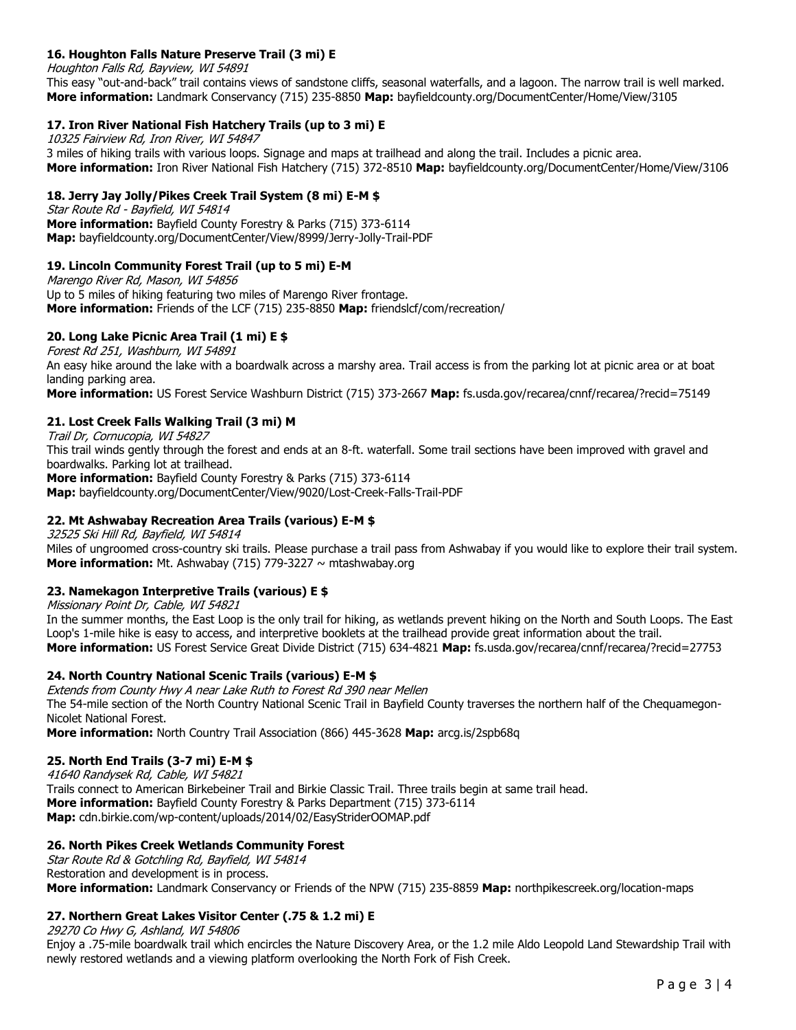### 16. Houghton Falls Nature Preserve Trail (3 mi) E

*Houghton Falls Rd, Bayview, WI 54891*

This easy "out-and-back" trail contains views of sandstone cliffs, seasonal waterfalls, and a lagoon. The narrow trail is well marked.

**More information:** Landmark Conservancy (715) 235-8850 **Map:** bayfieldcounty.org/DocumentCenter/Home/View/3105

### 17. Iron River National Fish Hatchery Trails (up to 3 mi) E

*10325 Fairview Rd, Iron River, WI 54847*

3 miles of hiking trails with various loops. Signage and maps at trailhead and along the trail. Includes a picnic area.

**More information:** Iron River National Fish Hatchery (715) 372-8510 **Map:** bayfieldcounty.org/DocumentCenter/Home/View/3106

### 18. Jerry Jay Jolly/Pikes Creek Trail System (8 mi) E-M $

*Star Route Rd - Bayfield, WI 54814*

**More information:** Bayfield County Forestry & Parks (715) 373-6114

**Map:** bayfieldcounty.org/DocumentCenter/View/8999/Jerry-Jolly-Trail-PDF

### 19. Lincoln Community Forest Trail (up to 5 mi) E-M

*Marengo River Rd, Mason, WI 54856*

Up to 5 miles of hiking featuring two miles of Marengo River frontage.

**More information:** Friends of the LCF (715) 235-8850 **Map:** friendslcf/com/recreation/

### 20. Long Lake Picnic Area Trail (1 mi) E $

*Forest Rd 251, Washburn, WI 54891*

An easy hike around the lake with a boardwalk across a marshy area. Trail access is from the parking lot at picnic area or at boat landing parking area.

**More information:** US Forest Service Washburn District (715) 373-2667 **Map:** fs.usda.gov/recarea/cnnf/recarea/?recid=75149

### 21. Lost Creek Falls Walking Trail (3 mi) M

*Trail Dr, Cornucopia, WI 54827*

This trail winds gently through the forest and ends at an 8-ft. waterfall. Some trail sections have been improved with gravel and boardwalks. Parking lot at trailhead.

**More information:** Bayfield County Forestry & Parks (715) 373-6114

**Map:** bayfieldcounty.org/DocumentCenter/View/9020/Lost-Creek-Falls-Trail-PDF

### 22. Mt Ashwabay Recreation Area Trails (various) E-M $

*32525 Ski Hill Rd, Bayfield, WI 54814*

Miles of ungroomed cross-country ski trails. Please purchase a trail pass from Ashwabay if you would like to explore their trail system.

**More information:** Mt. Ashwabay (715) 779-3227 ~ mtashwabay.org

### 23. Namekagon Interpretive Trails (various) E $

*Missionary Point Dr, Cable, WI 54821*

In the summer months, the East Loop is the only trail for hiking, as wetlands prevent hiking on the North and South Loops. The East Loop's 1-mile hike is easy to access, and interpretive booklets at the trailhead provide great information about the trail.

**More information:** US Forest Service Great Divide District (715) 634-4821 **Map:** fs.usda.gov/recarea/cnnf/recarea/?recid=27753

### 24. North Country National Scenic Trails (various) E-M $

*Extends from County Hwy A near Lake Ruth to Forest Rd 390 near Mellen*

The 54-mile section of the North Country National Scenic Trail in Bayfield County traverses the northern half of the Chequamegon-Nicolet National Forest.

**More information:** North Country Trail Association (866) 445-3628 **Map:** arcg.is/2spb68q

### 25. North End Trails (3-7 mi) E-M $

*41640 Randysek Rd, Cable, WI 54821*

Trails connect to American Birkebeiner Trail and Birkie Classic Trail. Three trails begin at same trail head.

**More information:** Bayfield County Forestry & Parks Department (715) 373-6114

**Map:** cdn.birkie.com/wp-content/uploads/2014/02/EasyStriderOOMAP.pdf

### 26. North Pikes Creek Wetlands Community Forest

*Star Route Rd & Gotchling Rd, Bayfield, WI 54814*

Restoration and development is in process.

**More information:** Landmark Conservancy or Friends of the NPW (715) 235-8859 **Map:** northpikescreek.org/location-maps

### 27. Northern Great Lakes Visitor Center (.75 & 1.2 mi) E

*29270 Co Hwy G, Ashland, WI 54806*

Enjoy a .75-mile boardwalk trail which encircles the Nature Discovery Area, or the 1.2 mile Aldo Leopold Land Stewardship Trail with newly restored wetlands and a viewing platform overlooking the North Fork of Fish Creek.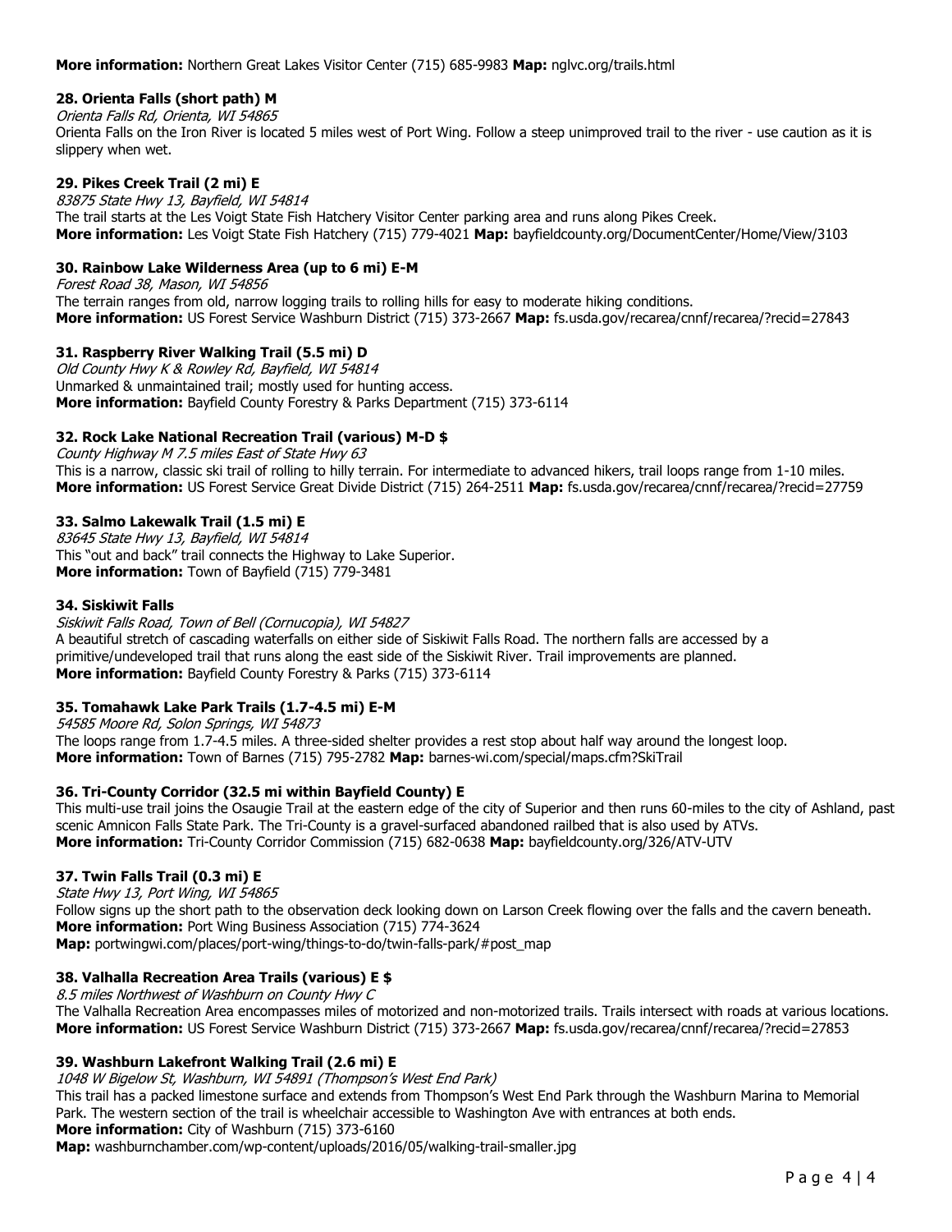**More information:** Northern Great Lakes Visitor Center (715) 685-9983 **Map:** nglvc.org/trails.html

### 28. Orienta Falls (short path) M

*Orienta Falls Rd, Orienta, WI 54865*

Orienta Falls on the Iron River is located 5 miles west of Port Wing. Follow a steep unimproved trail to the river - use caution as it is slippery when wet.

### 29. Pikes Creek Trail (2 mi) E

*83875 State Hwy 13, Bayfield, WI 54814*

The trail starts at the Les Voigt State Fish Hatchery Visitor Center parking area and runs along Pikes Creek.

**More information:** Les Voigt State Fish Hatchery (715) 779-4021 **Map:** bayfieldcounty.org/DocumentCenter/Home/View/3103

### 30. Rainbow Lake Wilderness Area (up to 6 mi) E-M

*Forest Road 38, Mason, WI 54856*

The terrain ranges from old, narrow logging trails to rolling hills for easy to moderate hiking conditions.

**More information:** US Forest Service Washburn District (715) 373-2667 **Map:** fs.usda.gov/recarea/cnnf/recarea/?recid=27843

### 31. Raspberry River Walking Trail (5.5 mi) D

*Old County Hwy K & Rowley Rd, Bayfield, WI 54814*

Unmarked & unmaintained trail; mostly used for hunting access.

**More information:** Bayfield County Forestry & Parks Department (715) 373-6114

### 32. Rock Lake National Recreation Trail (various) M-D $

*County Highway M 7.5 miles East of State Hwy 63*

This is a narrow, classic ski trail of rolling to hilly terrain. For intermediate to advanced hikers, trail loops range from 1-10 miles.

**More information:** US Forest Service Great Divide District (715) 264-2511 **Map:** fs.usda.gov/recarea/cnnf/recarea/?recid=27759

### 33. Salmo Lakewalk Trail (1.5 mi) E

*83645 State Hwy 13, Bayfield, WI 54814*

This "out and back" trail connects the Highway to Lake Superior.

**More information:** Town of Bayfield (715) 779-3481

### 34. Siskiwit Falls

*Siskiwit Falls Road, Town of Bell (Cornucopia), WI 54827*

A beautiful stretch of cascading waterfalls on either side of Siskiwit Falls Road. The northern falls are accessed by a primitive/undeveloped trail that runs along the east side of the Siskiwit River. Trail improvements are planned.

**More information:** Bayfield County Forestry & Parks (715) 373-6114

### 35. Tomahawk Lake Park Trails (1.7-4.5 mi) E-M

*54585 Moore Rd, Solon Springs, WI 54873*

The loops range from 1.7-4.5 miles. A three-sided shelter provides a rest stop about half way around the longest loop.

**More information:** Town of Barnes (715) 795-2782 **Map:** barnes-wi.com/special/maps.cfm?SkiTrail

### 36. Tri-County Corridor (32.5 mi within Bayfield County) E

This multi-use trail joins the Osaugie Trail at the eastern edge of the city of Superior and then runs 60-miles to the city of Ashland, past scenic Amnicon Falls State Park. The Tri-County is a gravel-surfaced abandoned railbed that is also used by ATVs.

**More information:** Tri-County Corridor Commission (715) 682-0638 **Map:** bayfieldcounty.org/326/ATV-UTV

### 37. Twin Falls Trail (0.3 mi) E

*State Hwy 13, Port Wing, WI 54865*

Follow signs up the short path to the observation deck looking down on Larson Creek flowing over the falls and the cavern beneath.

**More information:** Port Wing Business Association (715) 774-3624

**Map:** portwingwi.com/places/port-wing/things-to-do/twin-falls-park/#post_map

### 38. Valhalla Recreation Area Trails (various) E $

*8.5 miles Northwest of Washburn on County Hwy C*

The Valhalla Recreation Area encompasses miles of motorized and non-motorized trails. Trails intersect with roads at various locations.

**More information:** US Forest Service Washburn District (715) 373-2667 **Map:** fs.usda.gov/recarea/cnnf/recarea/?recid=27853

### 39. Washburn Lakefront Walking Trail (2.6 mi) E

*1048 W Bigelow St, Washburn, WI 54891 (Thompson's West End Park)*

This trail has a packed limestone surface and extends from Thompson's West End Park through the Washburn Marina to Memorial Park. The western section of the trail is wheelchair accessible to Washington Ave with entrances at both ends.

**More information:** City of Washburn (715) 373-6160

**Map:** washburnchamber.com/wp-content/uploads/2016/05/walking-trail-smaller.jpg